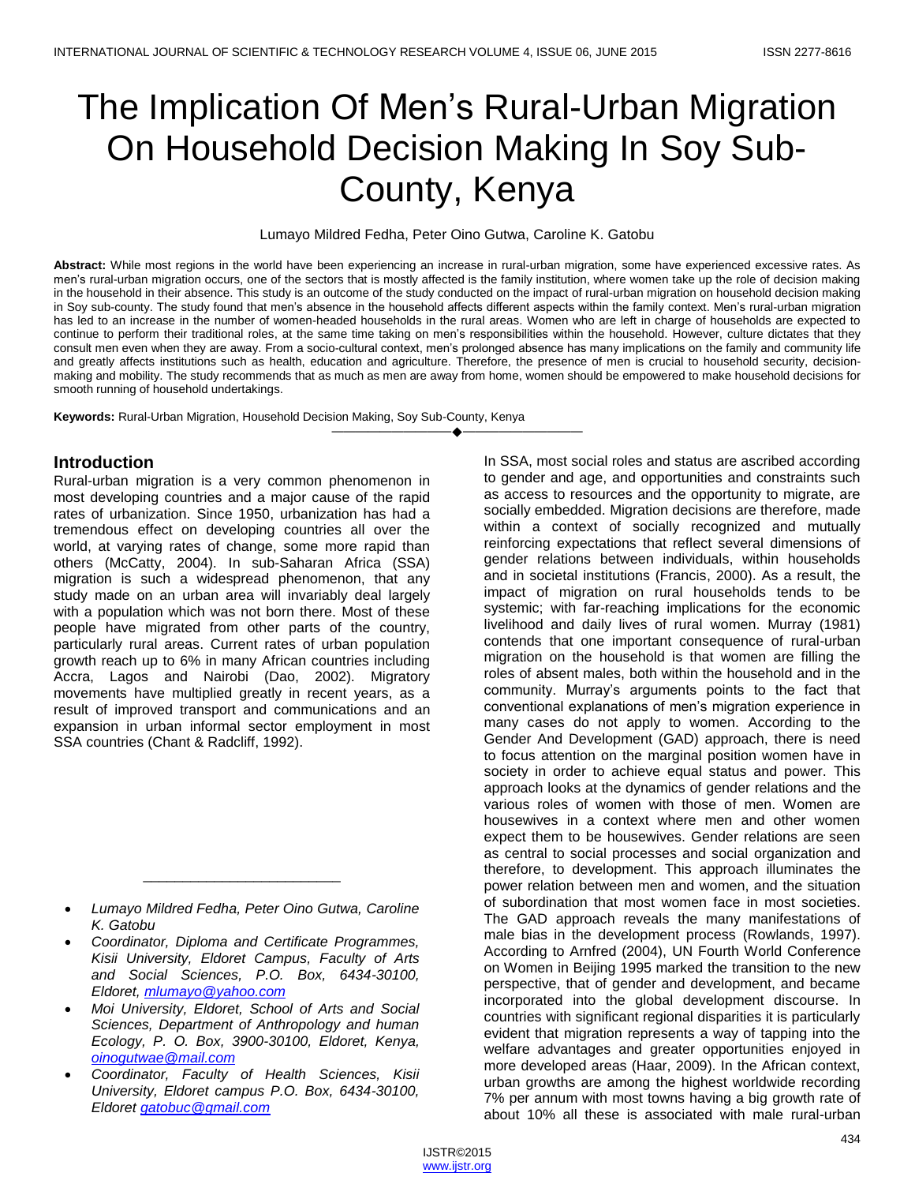# The Implication Of Men's Rural-Urban Migration On Household Decision Making In Soy Sub-County, Kenya

Lumayo Mildred Fedha, Peter Oino Gutwa, Caroline K. Gatobu

**Abstract:** While most regions in the world have been experiencing an increase in rural-urban migration, some have experienced excessive rates. As men's rural-urban migration occurs, one of the sectors that is mostly affected is the family institution, where women take up the role of decision making in the household in their absence. This study is an outcome of the study conducted on the impact of rural-urban migration on household decision making in Soy sub-county. The study found that men's absence in the household affects different aspects within the family context. Men's rural-urban migration has led to an increase in the number of women-headed households in the rural areas. Women who are left in charge of households are expected to continue to perform their traditional roles, at the same time taking on men's responsibilities within the household. However, culture dictates that they consult men even when they are away. From a socio-cultural context, men's prolonged absence has many implications on the family and community life and greatly affects institutions such as health, education and agriculture. Therefore, the presence of men is crucial to household security, decision-making and mobility. The study recommends that as much as men are away from home, women should be empowered to make household decisions for smooth running of household undertakings.

**Keywords:** Rural-Urban Migration, Household Decision Making, Soy Sub-County, Kenya

---

- *Lumayo Mildred Fedha, Peter Oino Gutwa, Caroline K. Gatobu*
- *Coordinator, Diploma and Certificate Programmes, Kisii University, Eldoret Campus, Faculty of Arts and Social Sciences, P.O. Box, 6434-30100, Eldoret, mlumayo@yahoo.com*
- *Moi University, Eldoret, School of Arts and Social Sciences, Department of Anthropology and human Ecology, P. O. Box, 3900-30100, Eldoret, Kenya, oinogutwae@mail.com*
- *Coordinator, Faculty of Health Sciences, Kisii University, Eldoret campus P.O. Box, 6434-30100, Eldoret gatobuc@gmail.com*

## Introduction

Rural-urban migration is a very common phenomenon in most developing countries and a major cause of the rapid rates of urbanization. Since 1950, urbanization has had a tremendous effect on developing countries all over the world, at varying rates of change, some more rapid than others (McCatty, 2004). In sub-Saharan Africa (SSA) migration is such a widespread phenomenon, that any study made on an urban area will invariably deal largely with a population which was not born there. Most of these people have migrated from other parts of the country, particularly rural areas. Current rates of urban population growth reach up to 6% in many African countries including Accra, Lagos and Nairobi (Dao, 2002). Migratory movements have multiplied greatly in recent years, as a result of improved transport and communications and an expansion in urban informal sector employment in most SSA countries (Chant & Radcliff, 1992).

In SSA, most social roles and status are ascribed according to gender and age, and opportunities and constraints such as access to resources and the opportunity to migrate, are socially embedded. Migration decisions are therefore, made within a context of socially recognized and mutually reinforcing expectations that reflect several dimensions of gender relations between individuals, within households and in societal institutions (Francis, 2000). As a result, the impact of migration on rural households tends to be systemic; with far-reaching implications for the economic livelihood and daily lives of rural women. Murray (1981) contends that one important consequence of rural-urban migration on the household is that women are filling the roles of absent males, both within the household and in the community. Murray's arguments points to the fact that conventional explanations of men's migration experience in many cases do not apply to women. According to the Gender And Development (GAD) approach, there is need to focus attention on the marginal position women have in society in order to achieve equal status and power. This approach looks at the dynamics of gender relations and the various roles of women with those of men. Women are housewives in a context where men and other women expect them to be housewives. Gender relations are seen as central to social processes and social organization and therefore, to development. This approach illuminates the power relation between men and women, and the situation of subordination that most women face in most societies. The GAD approach reveals the many manifestations of male bias in the development process (Rowlands, 1997). According to Arnfred (2004), UN Fourth World Conference on Women in Beijing 1995 marked the transition to the new perspective, that of gender and development, and became incorporated into the global development discourse. In countries with significant regional disparities it is particularly evident that migration represents a way of tapping into the welfare advantages and greater opportunities enjoyed in more developed areas (Haar, 2009). In the African context, urban growths are among the highest worldwide recording 7% per annum with most towns having a big growth rate of about 10% all these is associated with male rural-urban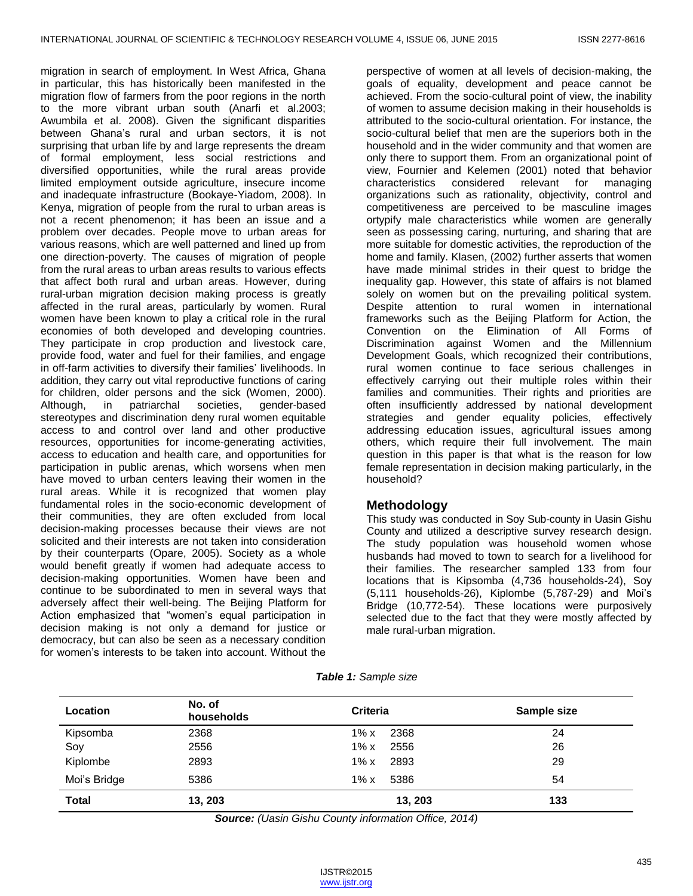migration in search of employment. In West Africa, Ghana in particular, this has historically been manifested in the migration flow of farmers from the poor regions in the north to the more vibrant urban south (Anarfi et al.2003; Awumbila et al. 2008). Given the significant disparities between Ghana's rural and urban sectors, it is not surprising that urban life by and large represents the dream of formal employment, less social restrictions and diversified opportunities, while the rural areas provide limited employment outside agriculture, insecure income and inadequate infrastructure (Bookaye-Yiadom, 2008). In Kenya, migration of people from the rural to urban areas is not a recent phenomenon; it has been an issue and a problem over decades. People move to urban areas for various reasons, which are well patterned and lined up from one direction-poverty. The causes of migration of people from the rural areas to urban areas results to various effects that affect both rural and urban areas. However, during rural-urban migration decision making process is greatly affected in the rural areas, particularly by women. Rural women have been known to play a critical role in the rural economies of both developed and developing countries. They participate in crop production and livestock care, provide food, water and fuel for their families, and engage in off-farm activities to diversify their families' livelihoods. In addition, they carry out vital reproductive functions of caring for children, older persons and the sick (Women, 2000). Although, in patriarchal societies, gender-based stereotypes and discrimination deny rural women equitable access to and control over land and other productive resources, opportunities for income-generating activities, access to education and health care, and opportunities for participation in public arenas, which worsens when men have moved to urban centers leaving their women in the rural areas. While it is recognized that women play fundamental roles in the socio-economic development of their communities, they are often excluded from local decision-making processes because their views are not solicited and their interests are not taken into consideration by their counterparts (Opare, 2005). Society as a whole would benefit greatly if women had adequate access to decision-making opportunities. Women have been and continue to be subordinated to men in several ways that adversely affect their well-being. The Beijing Platform for Action emphasized that "women's equal participation in decision making is not only a demand for justice or democracy, but can also be seen as a necessary condition for women's interests to be taken into account. Without the perspective of women at all levels of decision-making, the goals of equality, development and peace cannot be achieved. From the socio-cultural point of view, the inability of women to assume decision making in their households is attributed to the socio-cultural orientation. For instance, the socio-cultural belief that men are the superiors both in the household and in the wider community and that women are only there to support them. From an organizational point of view, Fournier and Kelemen (2001) noted that behavior characteristics considered relevant for managing organizations such as rationality, objectivity, control and competitiveness are perceived to be masculine images ortypify male characteristics while women are generally seen as possessing caring, nurturing, and sharing that are more suitable for domestic activities, the reproduction of the home and family. Klasen, (2002) further asserts that women have made minimal strides in their quest to bridge the inequality gap. However, this state of affairs is not blamed solely on women but on the prevailing political system. Despite attention to rural women in international frameworks such as the Beijing Platform for Action, the Convention on the Elimination of All Forms of Discrimination against Women and the Millennium Development Goals, which recognized their contributions, rural women continue to face serious challenges in effectively carrying out their multiple roles within their families and communities. Their rights and priorities are often insufficiently addressed by national development strategies and gender equality policies, effectively addressing education issues, agricultural issues among others, which require their full involvement. The main question in this paper is that what is the reason for low female representation in decision making particularly, in the household?

## Methodology

This study was conducted in Soy Sub-county in Uasin Gishu County and utilized a descriptive survey research design. The study population was household women whose husbands had moved to town to search for a livelihood for their families. The researcher sampled 133 from four locations that is Kipsomba (4,736 households-24), Soy (5,111 households-26), Kiplombe (5,787-29) and Moi's Bridge (10,772-54). These locations were purposively selected due to the fact that they were mostly affected by male rural-urban migration.

***Table 1:*** *Sample size*

| Location | No. of households | Criteria | Sample size |
|---|---|---|---|
| Kipsomba | 2368 | 1% x 2368 | 24 |
| Soy | 2556 | 1% x 2556 | 26 |
| Kiplombe | 2893 | 1% x 2893 | 29 |
| Moi's Bridge | 5386 | 1% x 5386 | 54 |
| **Total** | **13, 203** | **13, 203** | **133** |

***Source:*** *(Uasin Gishu County information Office, 2014)*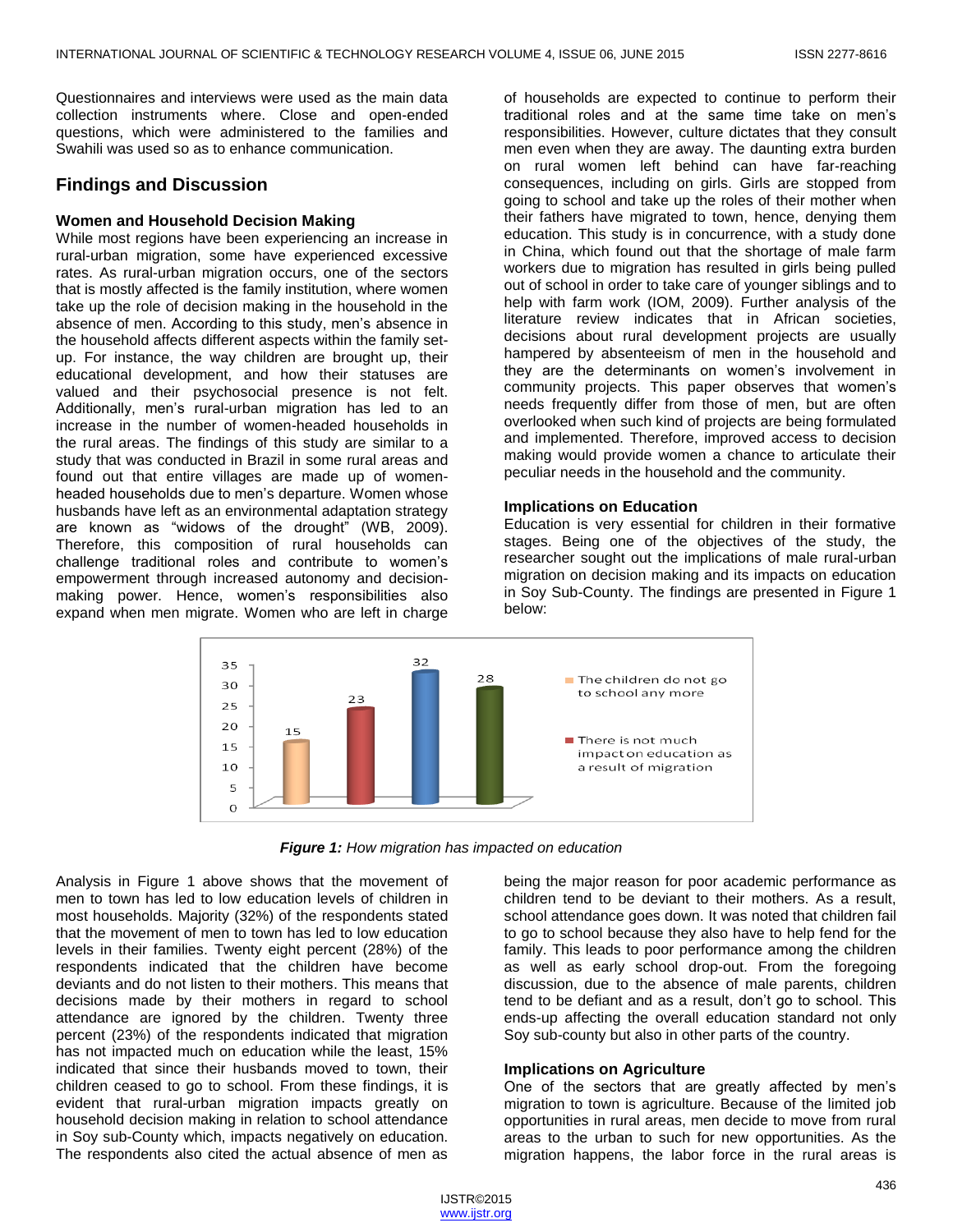Questionnaires and interviews were used as the main data collection instruments where. Close and open-ended questions, which were administered to the families and Swahili was used so as to enhance communication.

## Findings and Discussion

### Women and Household Decision Making

While most regions have been experiencing an increase in rural-urban migration, some have experienced excessive rates. As rural-urban migration occurs, one of the sectors that is mostly affected is the family institution, where women take up the role of decision making in the household in the absence of men. According to this study, men's absence in the household affects different aspects within the family set-up. For instance, the way children are brought up, their educational development, and how their statuses are valued and their psychosocial presence is not felt. Additionally, men's rural-urban migration has led to an increase in the number of women-headed households in the rural areas. The findings of this study are similar to a study that was conducted in Brazil in some rural areas and found out that entire villages are made up of women-headed households due to men's departure. Women whose husbands have left as an environmental adaptation strategy are known as "widows of the drought" (WB, 2009). Therefore, this composition of rural households can challenge traditional roles and contribute to women's empowerment through increased autonomy and decision-making power. Hence, women's responsibilities also expand when men migrate. Women who are left in charge of households are expected to continue to perform their traditional roles and at the same time take on men's responsibilities. However, culture dictates that they consult men even when they are away. The daunting extra burden on rural women left behind can have far-reaching consequences, including on girls. Girls are stopped from going to school and take up the roles of their mother when their fathers have migrated to town, hence, denying them education. This study is in concurrence, with a study done in China, which found out that the shortage of male farm workers due to migration has resulted in girls being pulled out of school in order to take care of younger siblings and to help with farm work (IOM, 2009). Further analysis of the literature review indicates that in African societies, decisions about rural development projects are usually hampered by absenteeism of men in the household and they are the determinants on women's involvement in community projects. This paper observes that women's needs frequently differ from those of men, but are often overlooked when such kind of projects are being formulated and implemented. Therefore, improved access to decision making would provide women a chance to articulate their peculiar needs in the household and the community.

### Implications on Education

Education is very essential for children in their formative stages. Being one of the objectives of the study, the researcher sought out the implications of male rural-urban migration on decision making and its impacts on education in Soy Sub-County. The findings are presented in Figure 1 below:

| Response | Value |
|---|---|
| The children do not go to school any more | 15 |
| There is not much impact on education as a result of migration | 23 |
| (unlabeled) | 32 |
| (unlabeled) | 28 |

***Figure 1:*** *How migration has impacted on education*

Analysis in Figure 1 above shows that the movement of men to town has led to low education levels of children in most households. Majority (32%) of the respondents stated that the movement of men to town has led to low education levels in their families. Twenty eight percent (28%) of the respondents indicated that the children have become deviants and do not listen to their mothers. This means that decisions made by their mothers in regard to school attendance are ignored by the children. Twenty three percent (23%) of the respondents indicated that migration has not impacted much on education while the least, 15% indicated that since their husbands moved to town, their children ceased to go to school. From these findings, it is evident that rural-urban migration impacts greatly on household decision making in relation to school attendance in Soy sub-County which, impacts negatively on education. The respondents also cited the actual absence of men as being the major reason for poor academic performance as children tend to be deviant to their mothers. As a result, school attendance goes down. It was noted that children fail to go to school because they also have to help fend for the family. This leads to poor performance among the children as well as early school drop-out. From the foregoing discussion, due to the absence of male parents, children tend to be defiant and as a result, don't go to school. This ends-up affecting the overall education standard not only Soy sub-county but also in other parts of the country.

### Implications on Agriculture

One of the sectors that are greatly affected by men's migration to town is agriculture. Because of the limited job opportunities in rural areas, men decide to move from rural areas to the urban to such for new opportunities. As the migration happens, the labor force in the rural areas is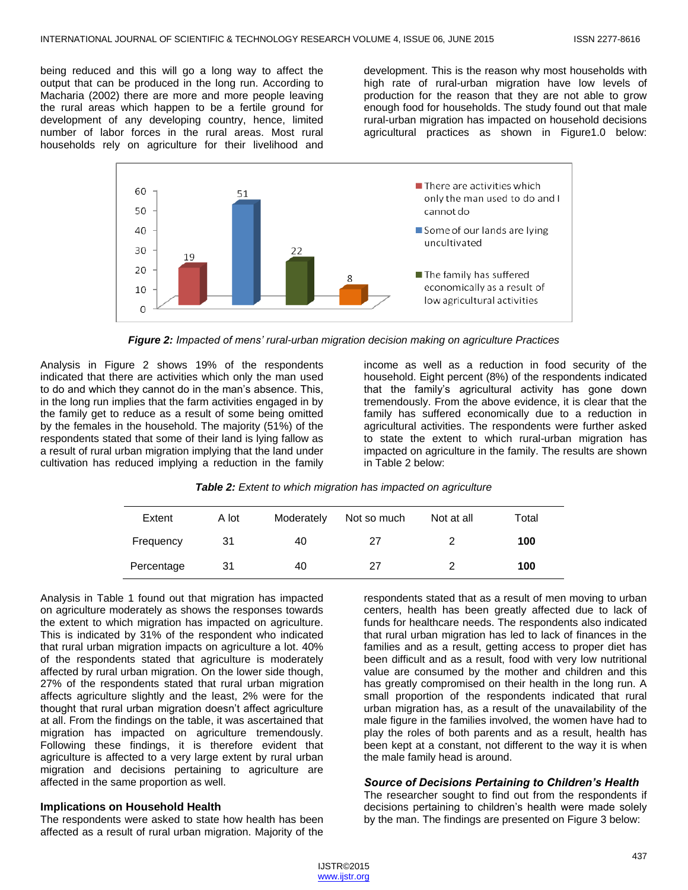being reduced and this will go a long way to affect the output that can be produced in the long run. According to Macharia (2002) there are more and more people leaving the rural areas which happen to be a fertile ground for development of any developing country, hence, limited number of labor forces in the rural areas. Most rural households rely on agriculture for their livelihood and development. This is the reason why most households with high rate of rural-urban migration have low levels of production for the reason that they are not able to grow enough food for households. The study found out that male rural-urban migration has impacted on household decisions agricultural practices as shown in Figure1.0 below:

***Figure 2:*** *Impacted of mens' rural-urban migration decision making on agriculture Practices*

Analysis in Figure 2 shows 19% of the respondents indicated that there are activities which only the man used to do and which they cannot do in the man's absence. This, in the long run implies that the farm activities engaged in by the family get to reduce as a result of some being omitted by the females in the household. The majority (51%) of the respondents stated that some of their land is lying fallow as a result of rural urban migration implying that the land under cultivation has reduced implying a reduction in the family income as well as a reduction in food security of the household. Eight percent (8%) of the respondents indicated that the family's agricultural activity has gone down tremendously. From the above evidence, it is clear that the family has suffered economically due to a reduction in agricultural activities. The respondents were further asked to state the extent to which rural-urban migration has impacted on agriculture in the family. The results are shown in Table 2 below:

***Table 2:*** *Extent to which migration has impacted on agriculture*

| Extent | A lot | Moderately | Not so much | Not at all | Total |
|---|---|---|---|---|---|
| Frequency | 31 | 40 | 27 | 2 | **100** |
| Percentage | 31 | 40 | 27 | 2 | **100** |

Analysis in Table 1 found out that migration has impacted on agriculture moderately as shows the responses towards the extent to which migration has impacted on agriculture. This is indicated by 31% of the respondent who indicated that rural urban migration impacts on agriculture a lot. 40% of the respondents stated that agriculture is moderately affected by rural urban migration. On the lower side though, 27% of the respondents stated that rural urban migration affects agriculture slightly and the least, 2% were for the thought that rural urban migration doesn't affect agriculture at all. From the findings on the table, it was ascertained that migration has impacted on agriculture tremendously. Following these findings, it is therefore evident that agriculture is affected to a very large extent by rural urban migration and decisions pertaining to agriculture are affected in the same proportion as well.

### Implications on Household Health

The respondents were asked to state how health has been affected as a result of rural urban migration. Majority of the respondents stated that as a result of men moving to urban centers, health has been greatly affected due to lack of funds for healthcare needs. The respondents also indicated that rural urban migration has led to lack of finances in the families and as a result, getting access to proper diet has been difficult and as a result, food with very low nutritional value are consumed by the mother and children and this has greatly compromised on their health in the long run. A small proportion of the respondents indicated that rural urban migration has, as a result of the unavailability of the male figure in the families involved, the women have had to play the roles of both parents and as a result, health has been kept at a constant, not different to the way it is when the male family head is around.

### *Source of Decisions Pertaining to Children's Health*

The researcher sought to find out from the respondents if decisions pertaining to children's health were made solely by the man. The findings are presented on Figure 3 below: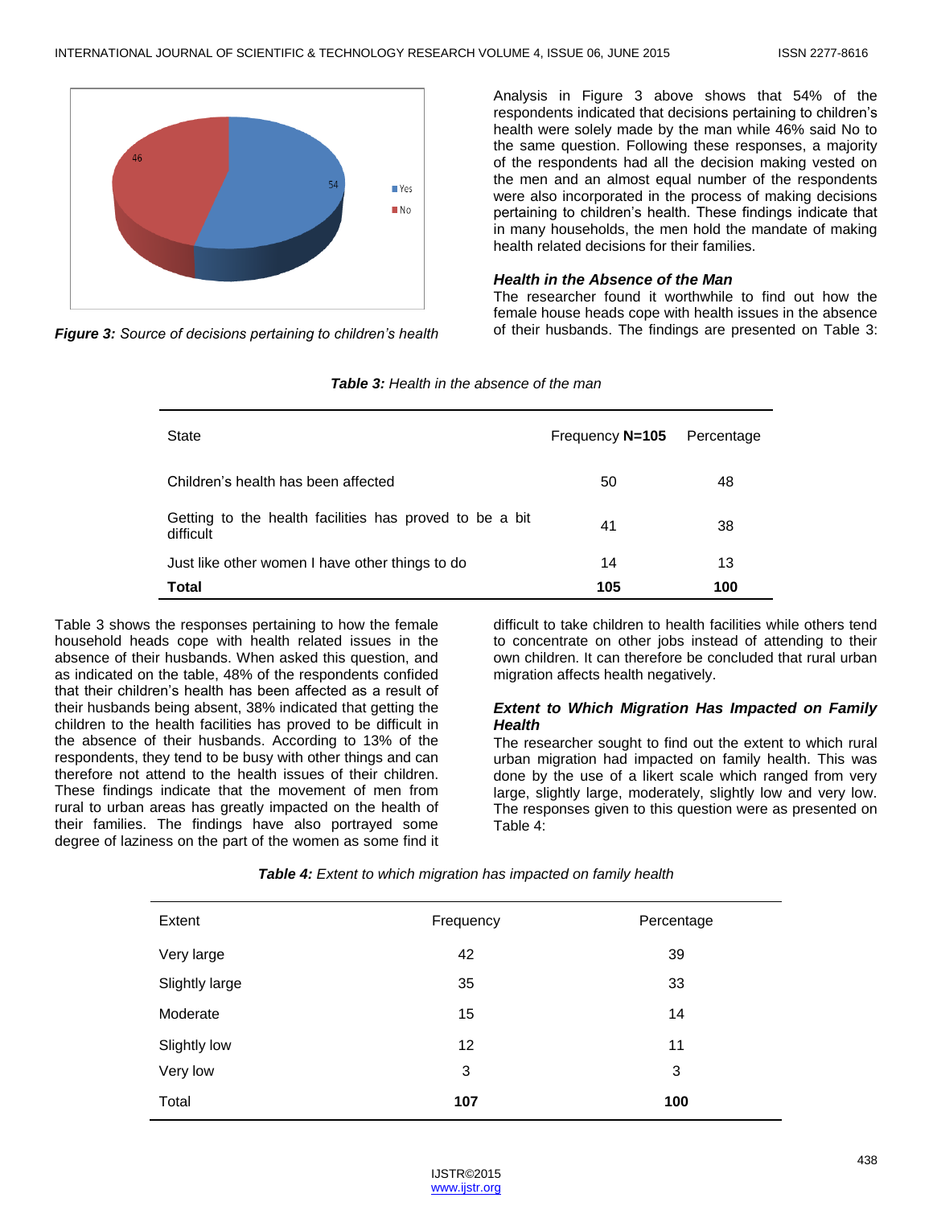*Figure 3: Source of decisions pertaining to children's health*

Analysis in Figure 3 above shows that 54% of the respondents indicated that decisions pertaining to children's health were solely made by the man while 46% said No to the same question. Following these responses, a majority of the respondents had all the decision making vested on the men and an almost equal number of the respondents were also incorporated in the process of making decisions pertaining to children's health. These findings indicate that in many households, the men hold the mandate of making health related decisions for their families.

### *Health in the Absence of the Man*

The researcher found it worthwhile to find out how the female house heads cope with health issues in the absence of their husbands. The findings are presented on Table 3:

***Table 3:*** *Health in the absence of the man*

| State | Frequency **N=105** | Percentage |
|---|---|---|
| Children's health has been affected | 50 | 48 |
| Getting to the health facilities has proved to be a bit difficult | 41 | 38 |
| Just like other women I have other things to do | 14 | 13 |
| **Total** | **105** | **100** |

Table 3 shows the responses pertaining to how the female household heads cope with health related issues in the absence of their husbands. When asked this question, and as indicated on the table, 48% of the respondents confided that their children's health has been affected as a result of their husbands being absent, 38% indicated that getting the children to the health facilities has proved to be difficult in the absence of their husbands. According to 13% of the respondents, they tend to be busy with other things and can therefore not attend to the health issues of their children. These findings indicate that the movement of men from rural to urban areas has greatly impacted on the health of their families. The findings have also portrayed some degree of laziness on the part of the women as some find it difficult to take children to health facilities while others tend to concentrate on other jobs instead of attending to their own children. It can therefore be concluded that rural urban migration affects health negatively.

### *Extent to Which Migration Has Impacted on Family Health*

The researcher sought to find out the extent to which rural urban migration had impacted on family health. This was done by the use of a likert scale which ranged from very large, slightly large, moderately, slightly low and very low. The responses given to this question were as presented on Table 4:

***Table 4:*** *Extent to which migration has impacted on family health*

| Extent | Frequency | Percentage |
|---|---|---|
| Very large | 42 | 39 |
| Slightly large | 35 | 33 |
| Moderate | 15 | 14 |
| Slightly low | 12 | 11 |
| Very low | 3 | 3 |
| Total | **107** | **100** |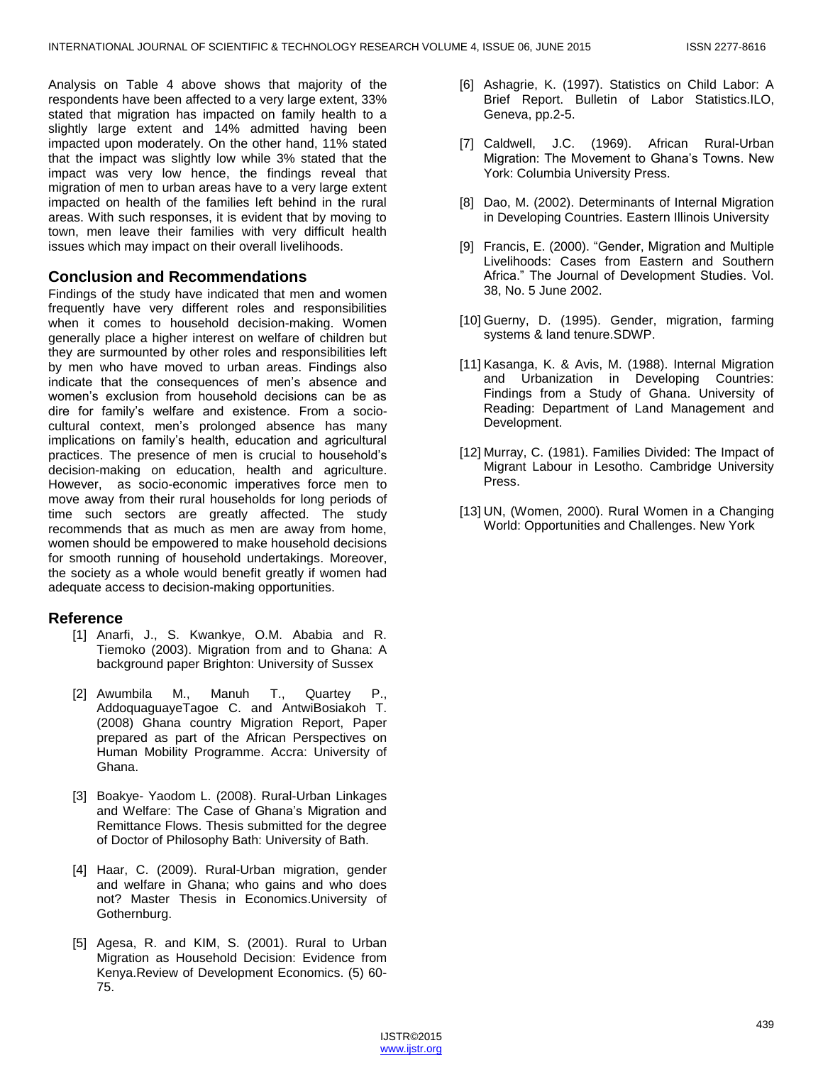Analysis on Table 4 above shows that majority of the respondents have been affected to a very large extent, 33% stated that migration has impacted on family health to a slightly large extent and 14% admitted having been impacted upon moderately. On the other hand, 11% stated that the impact was slightly low while 3% stated that the impact was very low hence, the findings reveal that migration of men to urban areas have to a very large extent impacted on health of the families left behind in the rural areas. With such responses, it is evident that by moving to town, men leave their families with very difficult health issues which may impact on their overall livelihoods.

## Conclusion and Recommendations

Findings of the study have indicated that men and women frequently have very different roles and responsibilities when it comes to household decision-making. Women generally place a higher interest on welfare of children but they are surmounted by other roles and responsibilities left by men who have moved to urban areas. Findings also indicate that the consequences of men's absence and women's exclusion from household decisions can be as dire for family's welfare and existence. From a socio-cultural context, men's prolonged absence has many implications on family's health, education and agricultural practices. The presence of men is crucial to household's decision-making on education, health and agriculture. However, as socio-economic imperatives force men to move away from their rural households for long periods of time such sectors are greatly affected. The study recommends that as much as men are away from home, women should be empowered to make household decisions for smooth running of household undertakings. Moreover, the society as a whole would benefit greatly if women had adequate access to decision-making opportunities.

## Reference

[1] Anarfi, J., S. Kwankye, O.M. Ababia and R. Tiemoko (2003). Migration from and to Ghana: A background paper Brighton: University of Sussex

[2] Awumbila M., Manuh T., Quartey P., AddoquaguayeTagoe C. and AntwiBosiakoh T. (2008) Ghana country Migration Report, Paper prepared as part of the African Perspectives on Human Mobility Programme. Accra: University of Ghana.

[3] Boakye- Yaodom L. (2008). Rural-Urban Linkages and Welfare: The Case of Ghana's Migration and Remittance Flows. Thesis submitted for the degree of Doctor of Philosophy Bath: University of Bath.

[4] Haar, C. (2009). Rural-Urban migration, gender and welfare in Ghana; who gains and who does not? Master Thesis in Economics.University of Gothernburg.

[5] Agesa, R. and KIM, S. (2001). Rural to Urban Migration as Household Decision: Evidence from Kenya.Review of Development Economics. (5) 60-75.

[6] Ashagrie, K. (1997). Statistics on Child Labor: A Brief Report. Bulletin of Labor Statistics.ILO, Geneva, pp.2-5.

[7] Caldwell, J.C. (1969). African Rural-Urban Migration: The Movement to Ghana's Towns. New York: Columbia University Press.

[8] Dao, M. (2002). Determinants of Internal Migration in Developing Countries. Eastern Illinois University

[9] Francis, E. (2000). "Gender, Migration and Multiple Livelihoods: Cases from Eastern and Southern Africa." The Journal of Development Studies. Vol. 38, No. 5 June 2002.

[10] Guerny, D. (1995). Gender, migration, farming systems & land tenure.SDWP.

[11] Kasanga, K. & Avis, M. (1988). Internal Migration and Urbanization in Developing Countries: Findings from a Study of Ghana. University of Reading: Department of Land Management and Development.

[12] Murray, C. (1981). Families Divided: The Impact of Migrant Labour in Lesotho. Cambridge University Press.

[13] UN, (Women, 2000). Rural Women in a Changing World: Opportunities and Challenges. New York